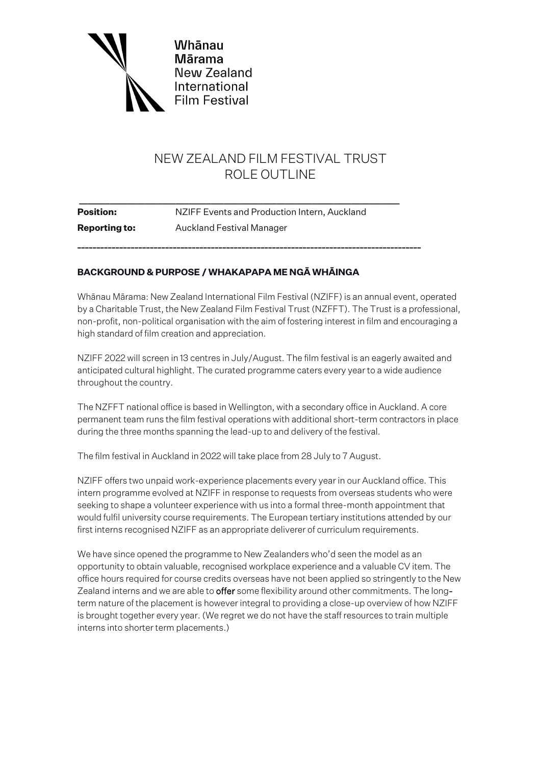Whānau
Mārama
New Zealand
International
Film Festival

# NEW ZEALAND FILM FESTIVAL TRUST
# ROLE OUTLINE

---

**Position:** NZIFF Events and Production Intern, Auckland

**Reporting to:** Auckland Festival Manager

---

## BACKGROUND & PURPOSE / WHAKAPAPA ME NGĀ WHĀINGA

Whānau Mārama: New Zealand International Film Festival (NZIFF) is an annual event, operated by a Charitable Trust, the New Zealand Film Festival Trust (NZFFT). The Trust is a professional, non-profit, non-political organisation with the aim of fostering interest in film and encouraging a high standard of film creation and appreciation.

NZIFF 2022 will screen in 13 centres in July/August. The film festival is an eagerly awaited and anticipated cultural highlight. The curated programme caters every year to a wide audience throughout the country.

The NZFFT national office is based in Wellington, with a secondary office in Auckland. A core permanent team runs the film festival operations with additional short-term contractors in place during the three months spanning the lead-up to and delivery of the festival.

The film festival in Auckland in 2022 will take place from 28 July to 7 August.

NZIFF offers two unpaid work-experience placements every year in our Auckland office. This intern programme evolved at NZIFF in response to requests from overseas students who were seeking to shape a volunteer experience with us into a formal three-month appointment that would fulfil university course requirements. The European tertiary institutions attended by our first interns recognised NZIFF as an appropriate deliverer of curriculum requirements.

We have since opened the programme to New Zealanders who'd seen the model as an opportunity to obtain valuable, recognised workplace experience and a valuable CV item. The office hours required for course credits overseas have not been applied so stringently to the New Zealand interns and we are able to offer some flexibility around other commitments. The long-term nature of the placement is however integral to providing a close-up overview of how NZIFF is brought together every year. (We regret we do not have the staff resources to train multiple interns into shorter term placements.)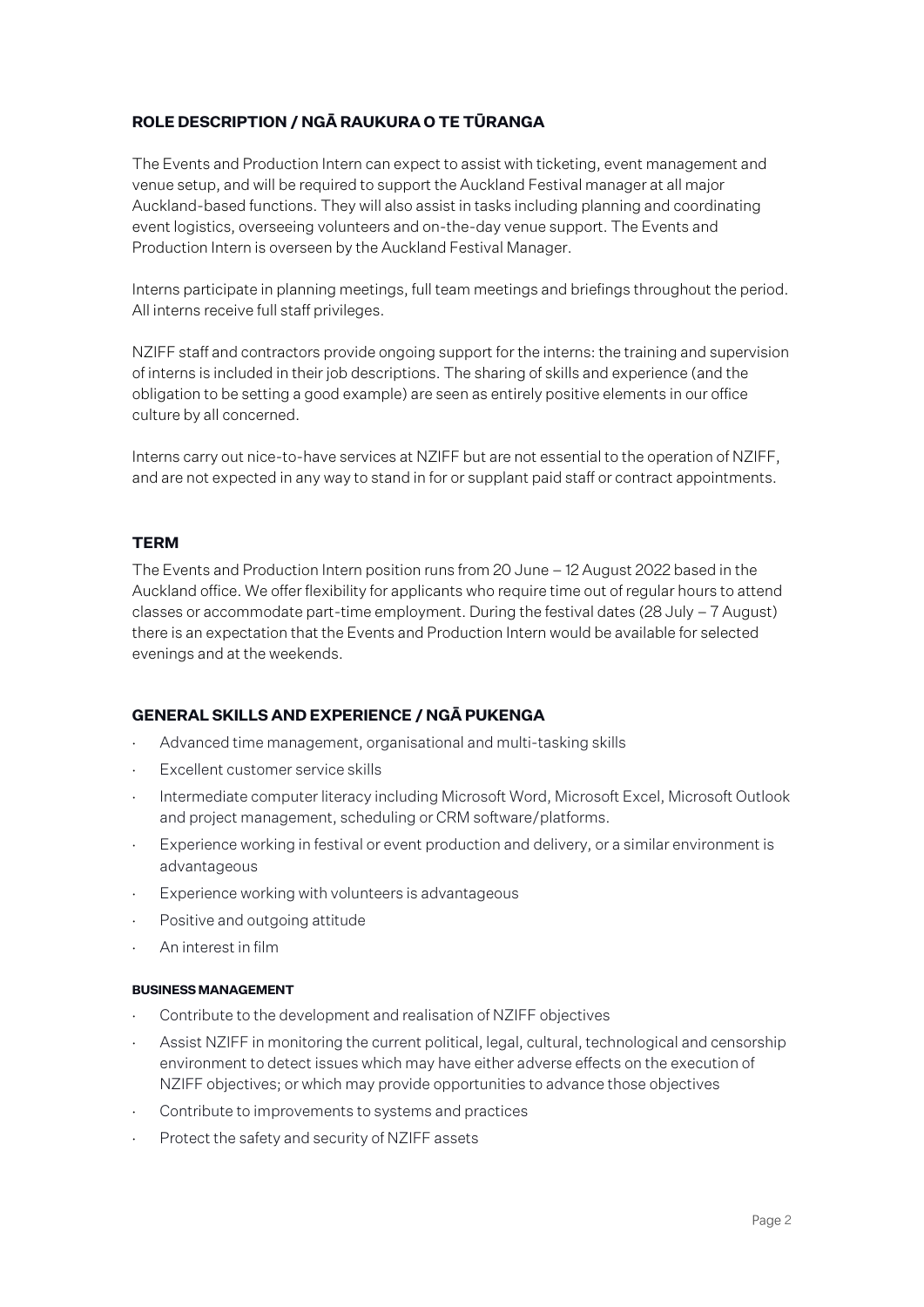## ROLE DESCRIPTION / NGĀ RAUKURA O TE TŪRANGA

The Events and Production Intern can expect to assist with ticketing, event management and venue setup, and will be required to support the Auckland Festival manager at all major Auckland-based functions. They will also assist in tasks including planning and coordinating event logistics, overseeing volunteers and on-the-day venue support. The Events and Production Intern is overseen by the Auckland Festival Manager.

Interns participate in planning meetings, full team meetings and briefings throughout the period. All interns receive full staff privileges.

NZIFF staff and contractors provide ongoing support for the interns: the training and supervision of interns is included in their job descriptions. The sharing of skills and experience (and the obligation to be setting a good example) are seen as entirely positive elements in our office culture by all concerned.

Interns carry out nice-to-have services at NZIFF but are not essential to the operation of NZIFF, and are not expected in any way to stand in for or supplant paid staff or contract appointments.

## TERM

The Events and Production Intern position runs from 20 June – 12 August 2022 based in the Auckland office. We offer flexibility for applicants who require time out of regular hours to attend classes or accommodate part-time employment. During the festival dates (28 July – 7 August) there is an expectation that the Events and Production Intern would be available for selected evenings and at the weekends.

## GENERAL SKILLS AND EXPERIENCE / NGĀ PUKENGA

- Advanced time management, organisational and multi-tasking skills
- Excellent customer service skills
- Intermediate computer literacy including Microsoft Word, Microsoft Excel, Microsoft Outlook and project management, scheduling or CRM software/platforms.
- Experience working in festival or event production and delivery, or a similar environment is advantageous
- Experience working with volunteers is advantageous
- Positive and outgoing attitude
- An interest in film

### BUSINESS MANAGEMENT

- Contribute to the development and realisation of NZIFF objectives
- Assist NZIFF in monitoring the current political, legal, cultural, technological and censorship environment to detect issues which may have either adverse effects on the execution of NZIFF objectives; or which may provide opportunities to advance those objectives
- Contribute to improvements to systems and practices
- Protect the safety and security of NZIFF assets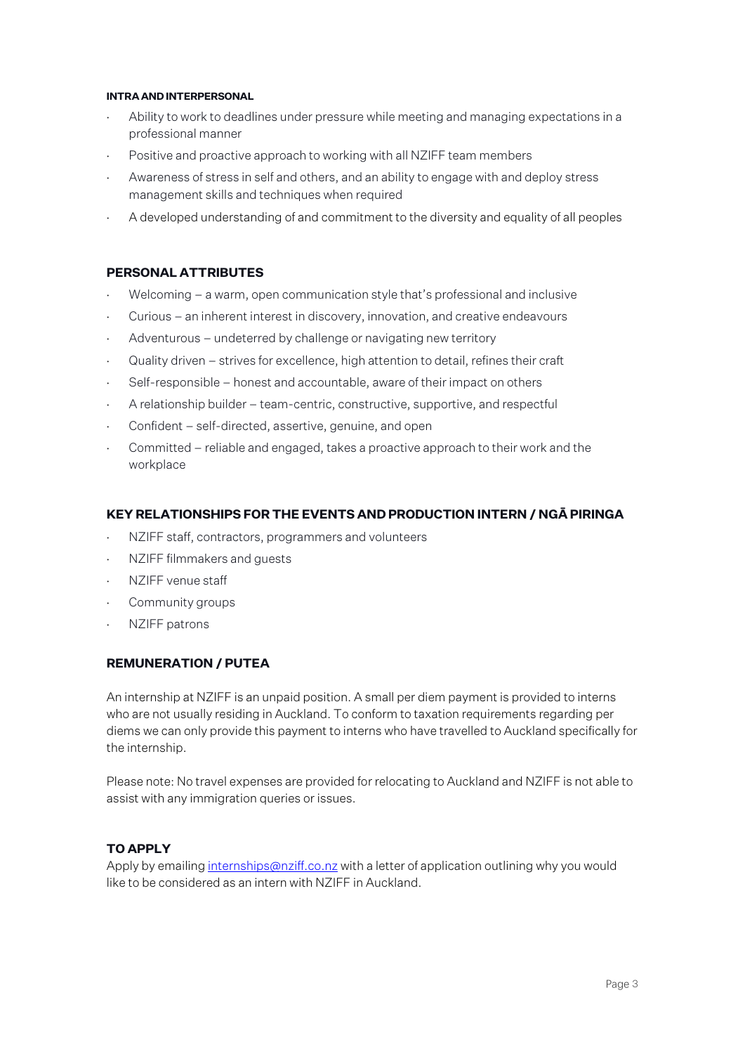#### INTRA AND INTERPERSONAL

- Ability to work to deadlines under pressure while meeting and managing expectations in a professional manner
- Positive and proactive approach to working with all NZIFF team members
- Awareness of stress in self and others, and an ability to engage with and deploy stress management skills and techniques when required
- A developed understanding of and commitment to the diversity and equality of all peoples

### PERSONAL ATTRIBUTES

- Welcoming – a warm, open communication style that's professional and inclusive
- Curious – an inherent interest in discovery, innovation, and creative endeavours
- Adventurous – undeterred by challenge or navigating new territory
- Quality driven – strives for excellence, high attention to detail, refines their craft
- Self-responsible – honest and accountable, aware of their impact on others
- A relationship builder – team-centric, constructive, supportive, and respectful
- Confident – self-directed, assertive, genuine, and open
- Committed – reliable and engaged, takes a proactive approach to their work and the workplace

### KEY RELATIONSHIPS FOR THE EVENTS AND PRODUCTION INTERN / NGĀ PIRINGA

- NZIFF staff, contractors, programmers and volunteers
- NZIFF filmmakers and guests
- NZIFF venue staff
- Community groups
- NZIFF patrons

### REMUNERATION / PUTEA

An internship at NZIFF is an unpaid position. A small per diem payment is provided to interns who are not usually residing in Auckland. To conform to taxation requirements regarding per diems we can only provide this payment to interns who have travelled to Auckland specifically for the internship.

Please note: No travel expenses are provided for relocating to Auckland and NZIFF is not able to assist with any immigration queries or issues.

### TO APPLY

Apply by emailing [internships@nziff.co.nz](mailto:internships@nziff.co.nz) with a letter of application outlining why you would like to be considered as an intern with NZIFF in Auckland.